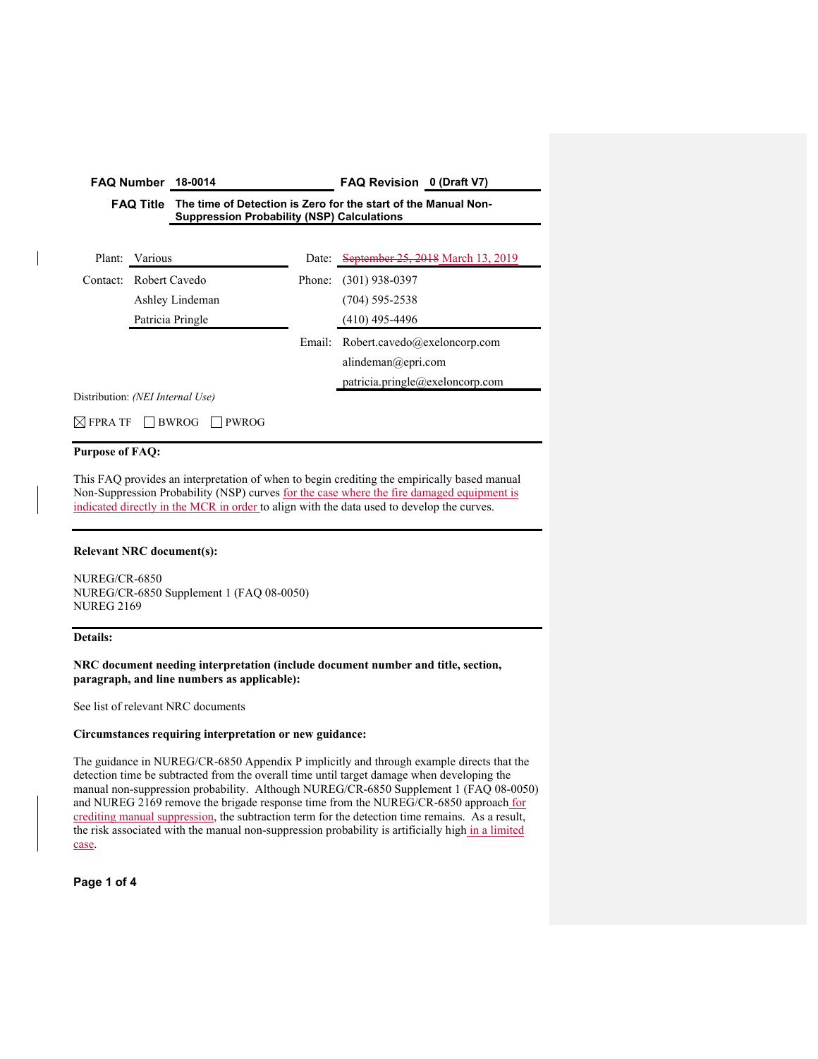| **FAQ Number** | **18-0014** | **FAQ Revision** | **0 (Draft V7)** |
|---|---|---|---|
| **FAQ Title** | **The time of Detection is Zero for the start of the Manual Non-Suppression Probability (NSP) Calculations** | | |

| | | | |
|---|---|---|---|
| Plant: | Various | Date: | ~~September 25, 2018~~ March 13, 2019 |
| Contact: | Robert Cavedo | Phone: | (301) 938-0397 |
| | Ashley Lindeman | | (704) 595-2538 |
| | Patricia Pringle | | (410) 495-4496 |
| | | Email: | Robert.cavedo@exeloncorp.com |
| | | | alindeman@epri.com |
| | | | patricia.pringle@exeloncorp.com |

Distribution: *(NEI Internal Use)*

☒ FPRA TF ☐ BWROG ☐ PWROG

**Purpose of FAQ:**

This FAQ provides an interpretation of when to begin crediting the empirically based manual Non-Suppression Probability (NSP) curves for the case where the fire damaged equipment is indicated directly in the MCR in order to align with the data used to develop the curves.

**Relevant NRC document(s):**

NUREG/CR-6850
NUREG/CR-6850 Supplement 1 (FAQ 08-0050)
NUREG 2169

**Details:**

**NRC document needing interpretation (include document number and title, section, paragraph, and line numbers as applicable):**

See list of relevant NRC documents

**Circumstances requiring interpretation or new guidance:**

The guidance in NUREG/CR-6850 Appendix P implicitly and through example directs that the detection time be subtracted from the overall time until target damage when developing the manual non-suppression probability. Although NUREG/CR-6850 Supplement 1 (FAQ 08-0050) and NUREG 2169 remove the brigade response time from the NUREG/CR-6850 approach for crediting manual suppression, the subtraction term for the detection time remains. As a result, the risk associated with the manual non-suppression probability is artificially high in a limited case.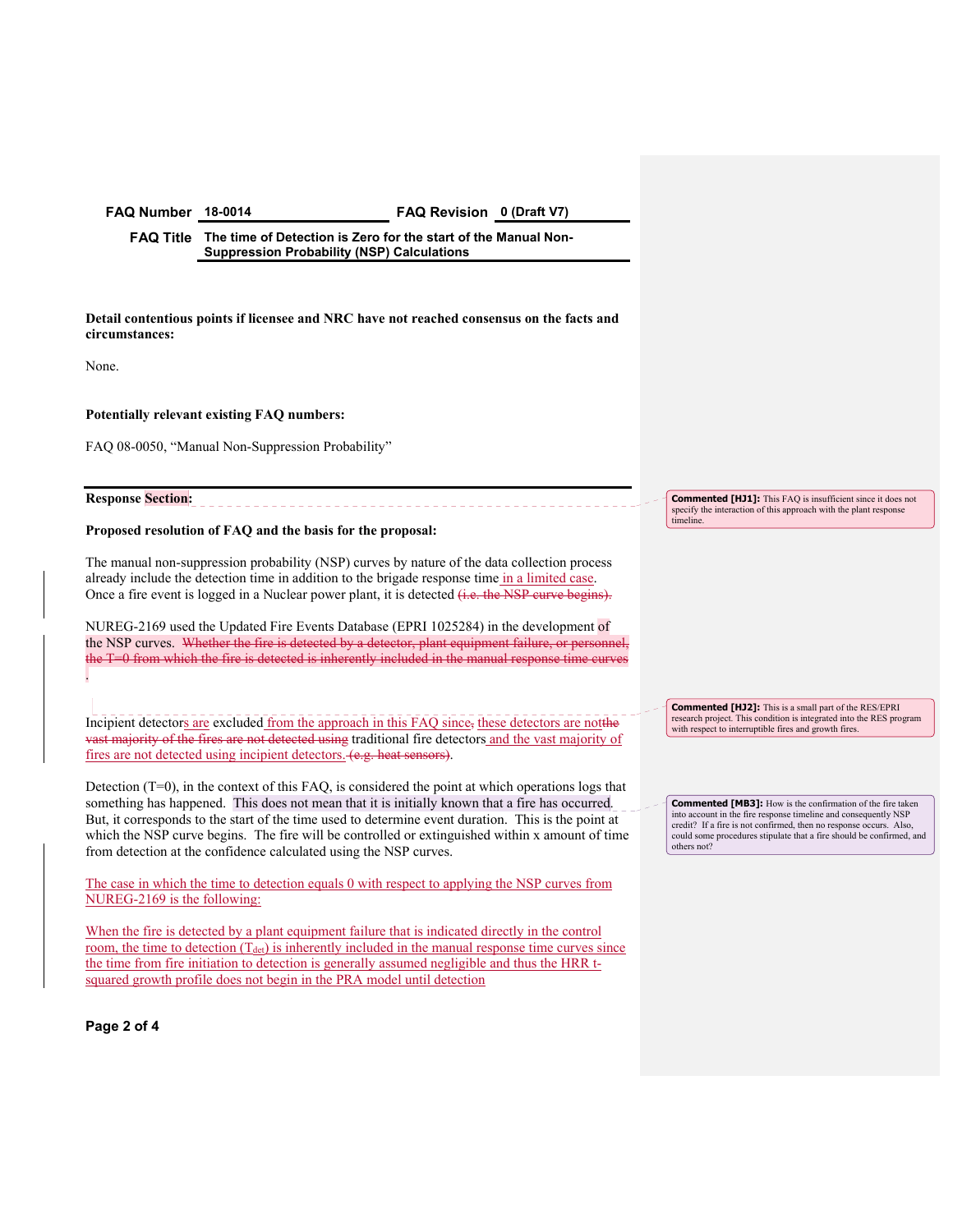**FAQ Number** 18-0014 **FAQ Revision** 0 (Draft V7)

**FAQ Title** The time of Detection is Zero for the start of the Manual Non-Suppression Probability (NSP) Calculations

**Detail contentious points if licensee and NRC have not reached consensus on the facts and circumstances:**

None.

**Potentially relevant existing FAQ numbers:**

FAQ 08-0050, "Manual Non-Suppression Probability"

**Response Section:**

**Proposed resolution of FAQ and the basis for the proposal:**

The manual non-suppression probability (NSP) curves by nature of the data collection process already include the detection time in addition to the brigade response time in a limited case. Once a fire event is logged in a Nuclear power plant, it is detected ~~(i.e. the NSP curve begins).~~

NUREG-2169 used the Updated Fire Events Database (EPRI 1025284) in the development of the NSP curves. ~~Whether the fire is detected by a detector, plant equipment failure, or personnel, the T=0 from which the fire is detected is inherently included in the manual response time curves.~~

Incipient detectors are excluded from the approach in this FAQ since, these detectors are not~~the vast majority of the fires are not detected using~~ traditional fire detectors and the vast majority of fires are not detected using incipient detectors. ~~(e.g. heat sensors)~~.

Detection (T=0), in the context of this FAQ, is considered the point at which operations logs that something has happened. This does not mean that it is initially known that a fire has occurred. But, it corresponds to the start of the time used to determine event duration. This is the point at which the NSP curve begins. The fire will be controlled or extinguished within x amount of time from detection at the confidence calculated using the NSP curves.

The case in which the time to detection equals 0 with respect to applying the NSP curves from NUREG-2169 is the following:

When the fire is detected by a plant equipment failure that is indicated directly in the control room, the time to detection ($T_{det}$) is inherently included in the manual response time curves since the time from fire initiation to detection is generally assumed negligible and thus the HRR t-squared growth profile does not begin in the PRA model until detection

**Commented [HJ1]:** This FAQ is insufficient since it does not specify the interaction of this approach with the plant response timeline.

**Commented [HJ2]:** This is a small part of the RES/EPRI research project. This condition is integrated into the RES program with respect to interruptible fires and growth fires.

**Commented [MB3]:** How is the confirmation of the fire taken into account in the fire response timeline and consequently NSP credit? If a fire is not confirmed, then no response occurs. Also, could some procedures stipulate that a fire should be confirmed, and others not?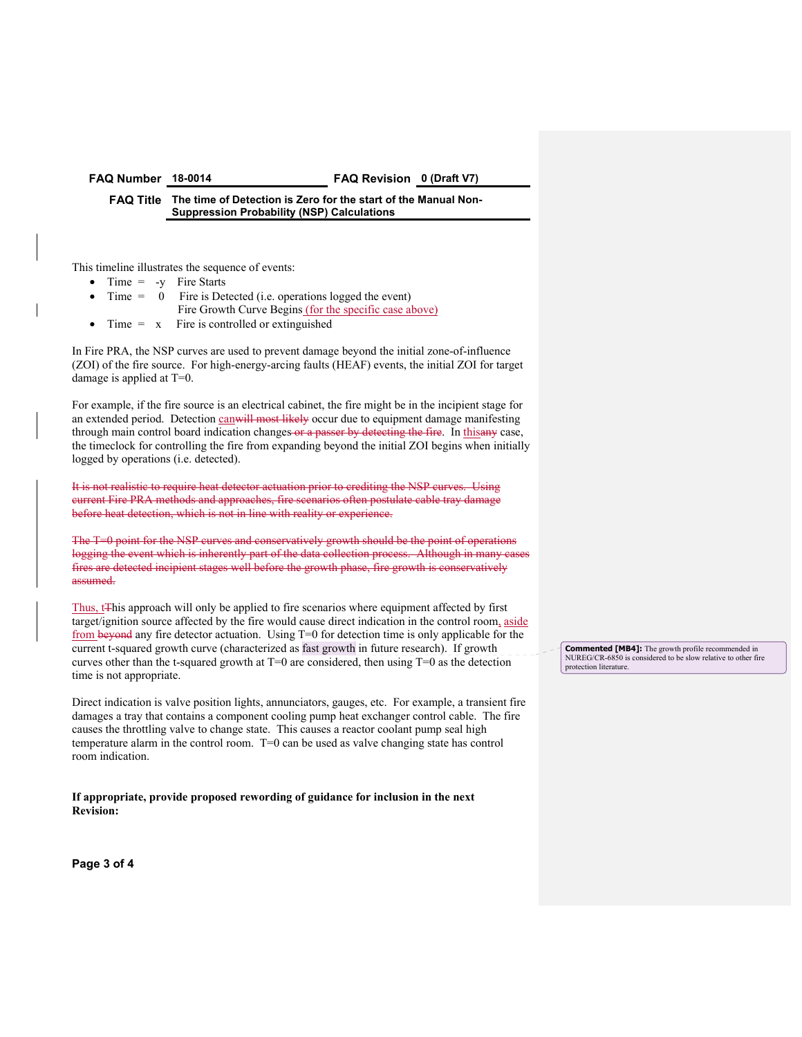| FAQ Number | 18-0014 | FAQ Revision | 0 (Draft V7) |
|---|---|---|---|
| FAQ Title | The time of Detection is Zero for the start of the Manual Non-Suppression Probability (NSP) Calculations | | |

This timeline illustrates the sequence of events:

- Time = -y Fire Starts
- Time = 0 Fire is Detected (i.e. operations logged the event)
  Fire Growth Curve Begins (for the specific case above)
- Time = x Fire is controlled or extinguished

In Fire PRA, the NSP curves are used to prevent damage beyond the initial zone-of-influence (ZOI) of the fire source. For high-energy-arcing faults (HEAF) events, the initial ZOI for target damage is applied at T=0.

For example, if the fire source is an electrical cabinet, the fire might be in the incipient stage for an extended period. Detection can~~will most likely~~ occur due to equipment damage manifesting through main control board indication changes~~ or a passer by detecting the fire~~. In this~~any~~ case, the timeclock for controlling the fire from expanding beyond the initial ZOI begins when initially logged by operations (i.e. detected).

~~It is not realistic to require heat detector actuation prior to crediting the NSP curves. Using current Fire PRA methods and approaches, fire scenarios often postulate cable tray damage before heat detection, which is not in line with reality or experience.~~

~~The T=0 point for the NSP curves and conservatively growth should be the point of operations logging the event which is inherently part of the data collection process. Although in many cases fires are detected incipient stages well before the growth phase, fire growth is conservatively assumed.~~

Thus, t~~T~~his approach will only be applied to fire scenarios where equipment affected by first target/ignition source affected by the fire would cause direct indication in the control room, aside from ~~beyond~~ any fire detector actuation. Using T=0 for detection time is only applicable for the current t-squared growth curve (characterized as fast growth in future research). If growth curves other than the t-squared growth at T=0 are considered, then using T=0 as the detection time is not appropriate.

> **Commented [MB4]:** The growth profile recommended in NUREG/CR-6850 is considered to be slow relative to other fire protection literature.

Direct indication is valve position lights, annunciators, gauges, etc. For example, a transient fire damages a tray that contains a component cooling pump heat exchanger control cable. The fire causes the throttling valve to change state. This causes a reactor coolant pump seal high temperature alarm in the control room. T=0 can be used as valve changing state has control room indication.

**If appropriate, provide proposed rewording of guidance for inclusion in the next Revision:**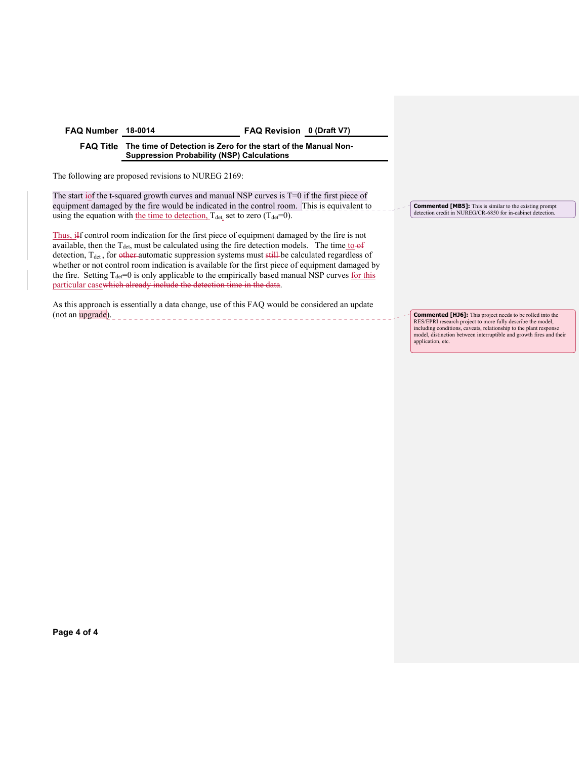| | | | |
|---|---|---|---|
| **FAQ Number** | **18-0014** | **FAQ Revision** | **0 (Draft V7)** |
| **FAQ Title** | **The time of Detection is Zero for the start of the Manual Non-Suppression Probability (NSP) Calculations** | | |

The following are proposed revisions to NUREG 2169:

The start ~~i~~of the t-squared growth curves and manual NSP curves is T=0 if the first piece of equipment damaged by the fire would be indicated in the control room. This is equivalent to using the equation with the time to detection, $T_{det}$, set to zero ($T_{det}$=0).

Thus, i~~I~~f control room indication for the first piece of equipment damaged by the fire is not available, then the $T_{det}$, must be calculated using the fire detection models. The time to ~~of~~ detection, $T_{det}$ , for ~~other~~ automatic suppression systems must ~~still~~ be calculated regardless of whether or not control room indication is available for the first piece of equipment damaged by the fire. Setting $T_{det}$=0 is only applicable to the empirically based manual NSP curves for this particular case~~which already include the detection time in the data~~.

As this approach is essentially a data change, use of this FAQ would be considered an update (not an upgrade).

**Commented [MB5]:** This is similar to the existing prompt detection credit in NUREG/CR-6850 for in-cabinet detection.

**Commented [HJ6]:** This project needs to be rolled into the RES/EPRI research project to more fully describe the model, including conditions, caveats, relationship to the plant response model, distinction between interruptible and growth fires and their application, etc.